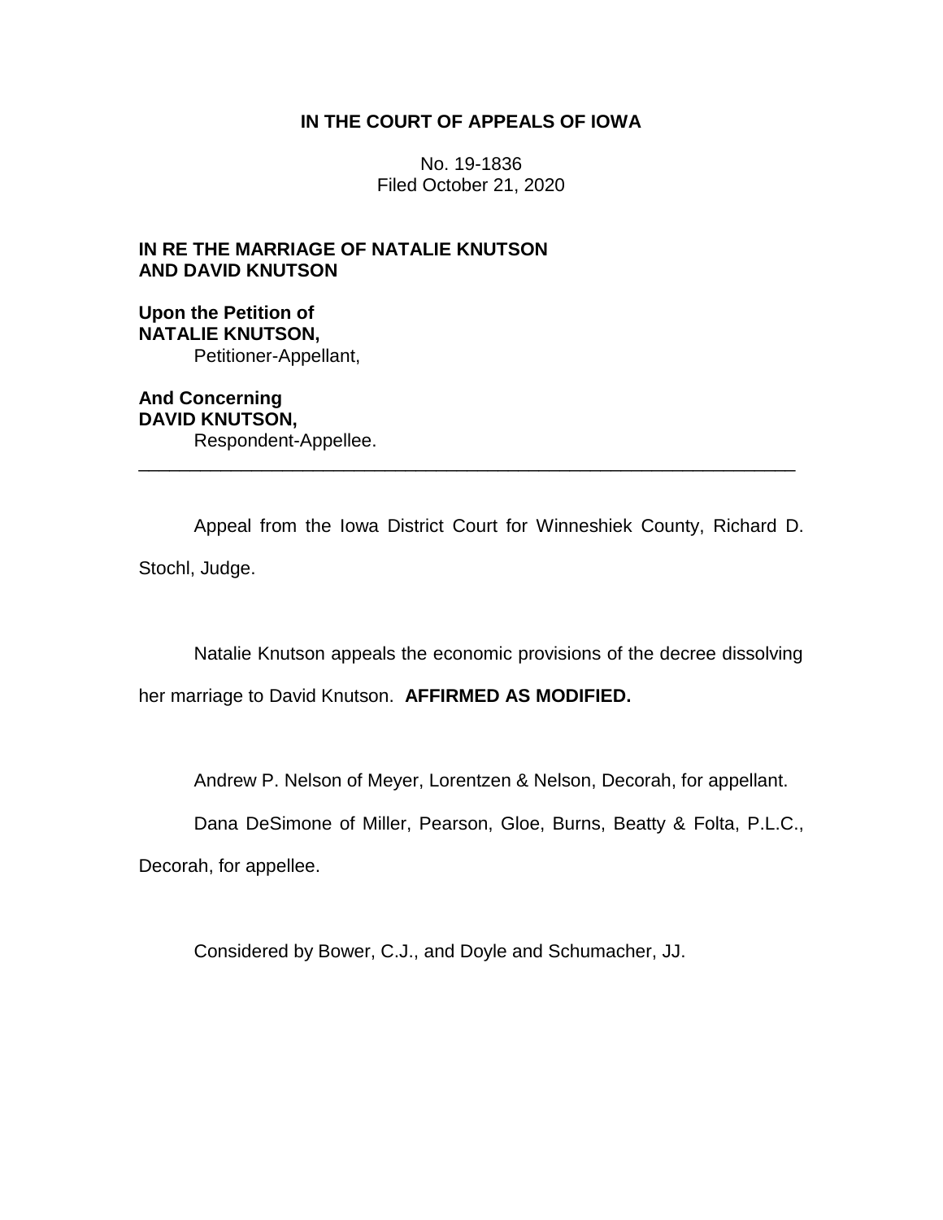# IN THE COURT OF APPEALS OF IOWA

No. 19-1836
Filed October 21, 2020

**IN RE THE MARRIAGE OF NATALIE KNUTSON AND DAVID KNUTSON**

**Upon the Petition of**
**NATALIE KNUTSON,**
Petitioner-Appellant,

**And Concerning**
**DAVID KNUTSON,**
Respondent-Appellee.

---

Appeal from the Iowa District Court for Winneshiek County, Richard D. Stochl, Judge.

Natalie Knutson appeals the economic provisions of the decree dissolving her marriage to David Knutson. **AFFIRMED AS MODIFIED.**

Andrew P. Nelson of Meyer, Lorentzen & Nelson, Decorah, for appellant.

Dana DeSimone of Miller, Pearson, Gloe, Burns, Beatty & Folta, P.L.C., Decorah, for appellee.

Considered by Bower, C.J., and Doyle and Schumacher, JJ.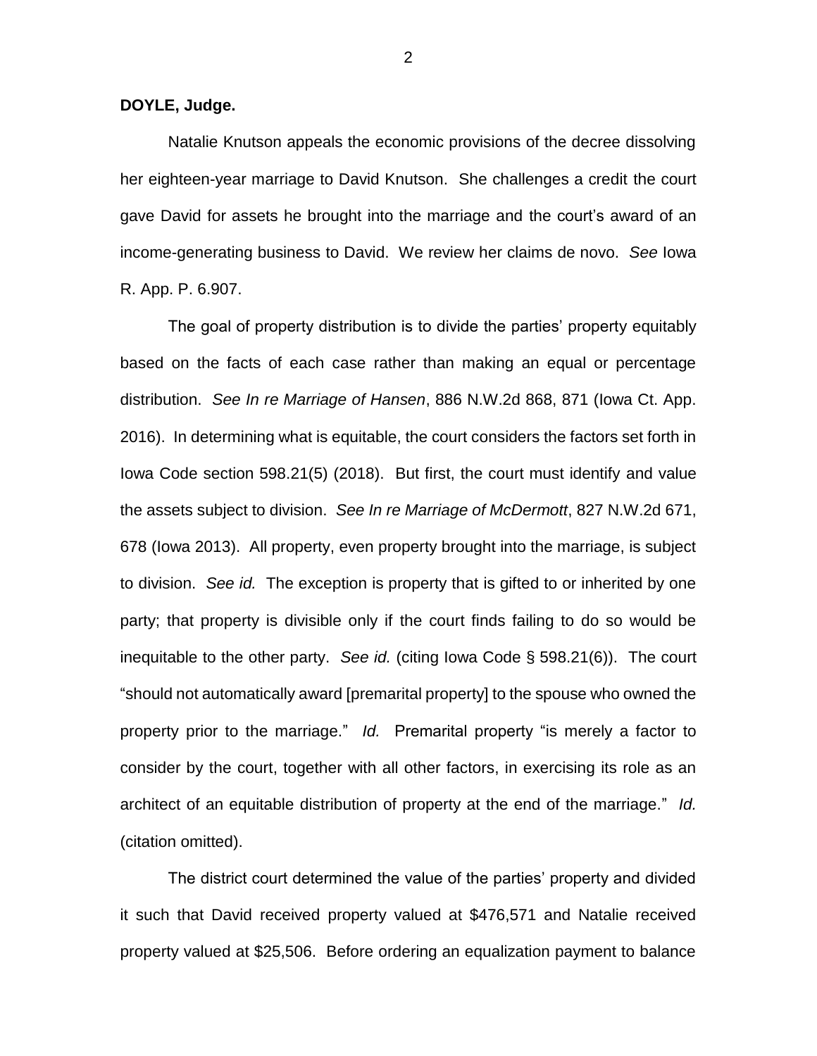**DOYLE, Judge.**

Natalie Knutson appeals the economic provisions of the decree dissolving her eighteen-year marriage to David Knutson. She challenges a credit the court gave David for assets he brought into the marriage and the court's award of an income-generating business to David. We review her claims de novo. *See* Iowa R. App. P. 6.907.

The goal of property distribution is to divide the parties' property equitably based on the facts of each case rather than making an equal or percentage distribution. *See In re Marriage of Hansen*, 886 N.W.2d 868, 871 (Iowa Ct. App. 2016). In determining what is equitable, the court considers the factors set forth in Iowa Code section 598.21(5) (2018). But first, the court must identify and value the assets subject to division. *See In re Marriage of McDermott*, 827 N.W.2d 671, 678 (Iowa 2013). All property, even property brought into the marriage, is subject to division. *See id.* The exception is property that is gifted to or inherited by one party; that property is divisible only if the court finds failing to do so would be inequitable to the other party. *See id.* (citing Iowa Code § 598.21(6)). The court "should not automatically award [premarital property] to the spouse who owned the property prior to the marriage." *Id.* Premarital property "is merely a factor to consider by the court, together with all other factors, in exercising its role as an architect of an equitable distribution of property at the end of the marriage." *Id.* (citation omitted).

The district court determined the value of the parties' property and divided it such that David received property valued at $476,571 and Natalie received property valued at $25,506. Before ordering an equalization payment to balance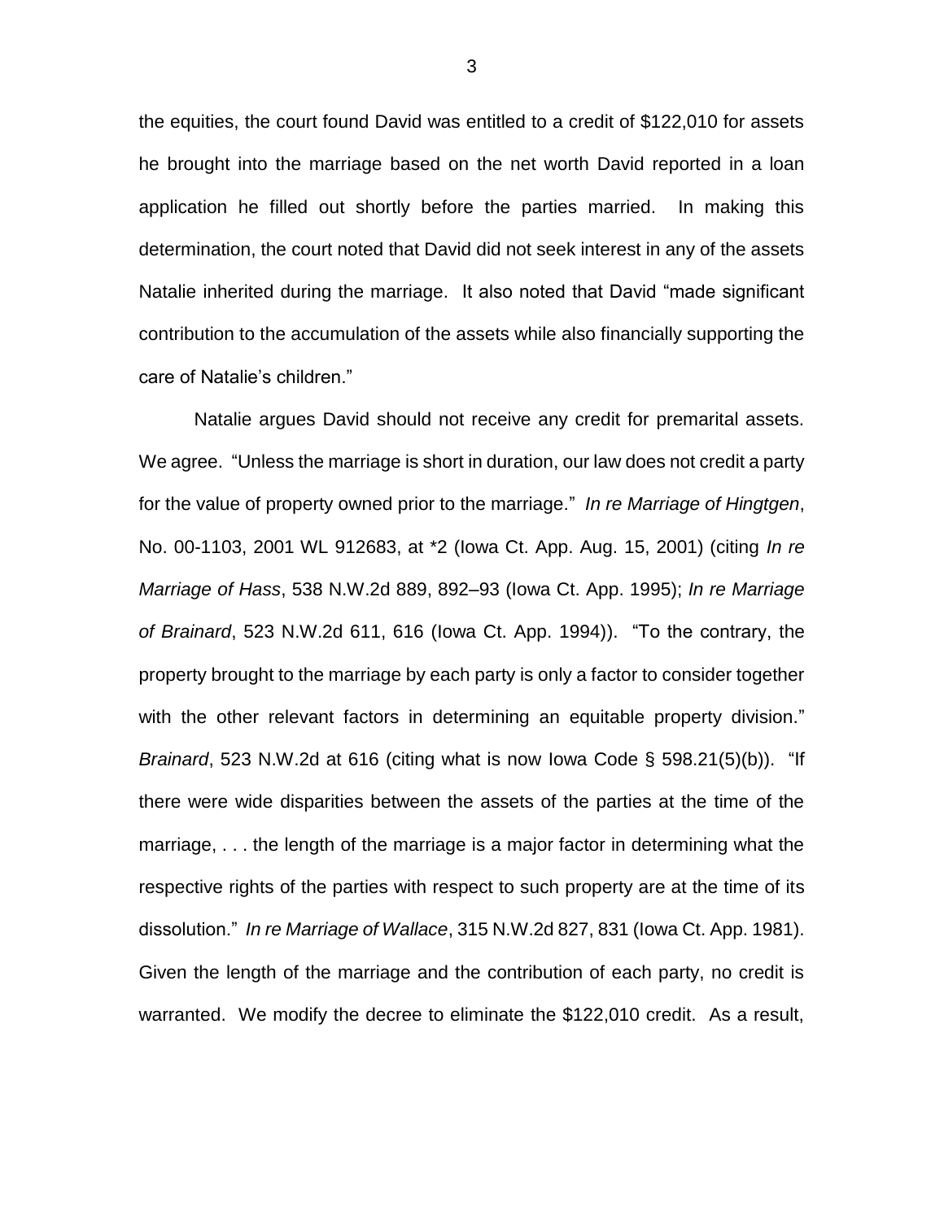the equities, the court found David was entitled to a credit of $122,010 for assets he brought into the marriage based on the net worth David reported in a loan application he filled out shortly before the parties married. In making this determination, the court noted that David did not seek interest in any of the assets Natalie inherited during the marriage. It also noted that David "made significant contribution to the accumulation of the assets while also financially supporting the care of Natalie's children."

Natalie argues David should not receive any credit for premarital assets. We agree. "Unless the marriage is short in duration, our law does not credit a party for the value of property owned prior to the marriage." *In re Marriage of Hingtgen*, No. 00-1103, 2001 WL 912683, at *2 (Iowa Ct. App. Aug. 15, 2001) (citing *In re Marriage of Hass*, 538 N.W.2d 889, 892–93 (Iowa Ct. App. 1995); *In re Marriage of Brainard*, 523 N.W.2d 611, 616 (Iowa Ct. App. 1994)). "To the contrary, the property brought to the marriage by each party is only a factor to consider together with the other relevant factors in determining an equitable property division." *Brainard*, 523 N.W.2d at 616 (citing what is now Iowa Code § 598.21(5)(b)). "If there were wide disparities between the assets of the parties at the time of the marriage, . . . the length of the marriage is a major factor in determining what the respective rights of the parties with respect to such property are at the time of its dissolution." *In re Marriage of Wallace*, 315 N.W.2d 827, 831 (Iowa Ct. App. 1981). Given the length of the marriage and the contribution of each party, no credit is warranted. We modify the decree to eliminate the $122,010 credit. As a result,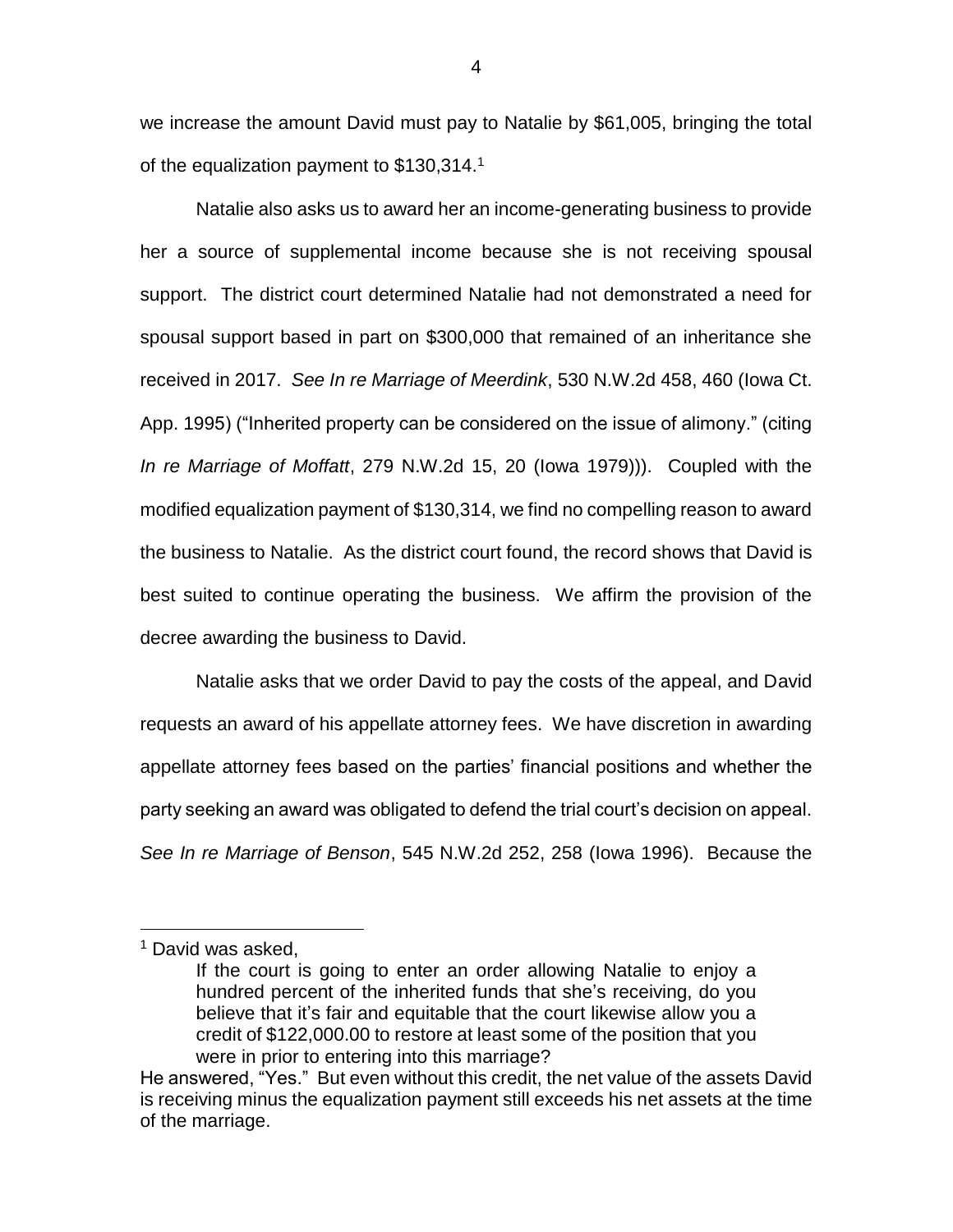we increase the amount David must pay to Natalie by $61,005, bringing the total of the equalization payment to $130,314.[1]

Natalie also asks us to award her an income-generating business to provide her a source of supplemental income because she is not receiving spousal support. The district court determined Natalie had not demonstrated a need for spousal support based in part on $300,000 that remained of an inheritance she received in 2017. *See In re Marriage of Meerdink*, 530 N.W.2d 458, 460 (Iowa Ct. App. 1995) ("Inherited property can be considered on the issue of alimony." (citing *In re Marriage of Moffatt*, 279 N.W.2d 15, 20 (Iowa 1979))). Coupled with the modified equalization payment of $130,314, we find no compelling reason to award the business to Natalie. As the district court found, the record shows that David is best suited to continue operating the business. We affirm the provision of the decree awarding the business to David.

Natalie asks that we order David to pay the costs of the appeal, and David requests an award of his appellate attorney fees. We have discretion in awarding appellate attorney fees based on the parties' financial positions and whether the party seeking an award was obligated to defend the trial court's decision on appeal. *See In re Marriage of Benson*, 545 N.W.2d 252, 258 (Iowa 1996). Because the

---

[1] David was asked,

> If the court is going to enter an order allowing Natalie to enjoy a hundred percent of the inherited funds that she's receiving, do you believe that it's fair and equitable that the court likewise allow you a credit of $122,000.00 to restore at least some of the position that you were in prior to entering into this marriage?

He answered, "Yes." But even without this credit, the net value of the assets David is receiving minus the equalization payment still exceeds his net assets at the time of the marriage.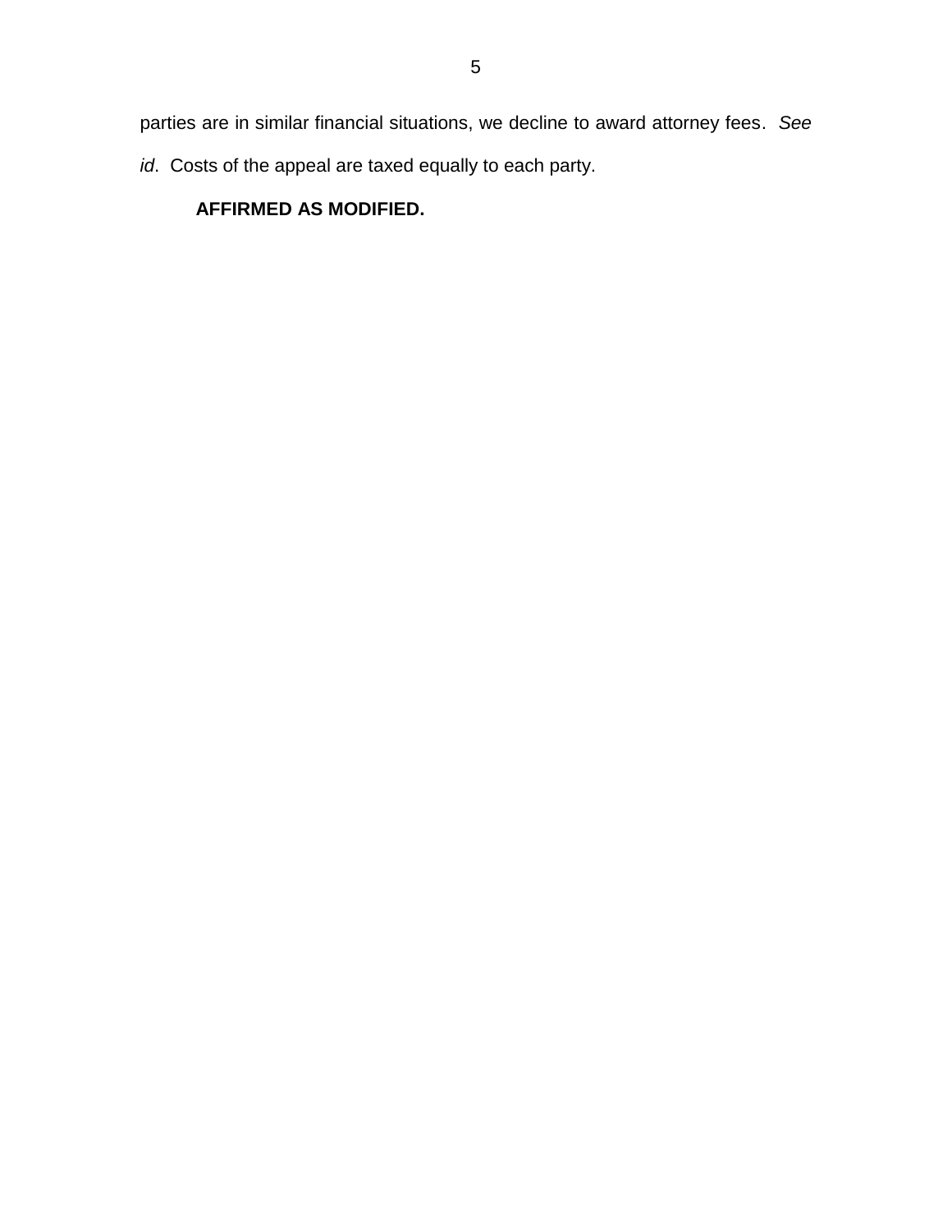parties are in similar financial situations, we decline to award attorney fees. *See id*. Costs of the appeal are taxed equally to each party.

**AFFIRMED AS MODIFIED.**